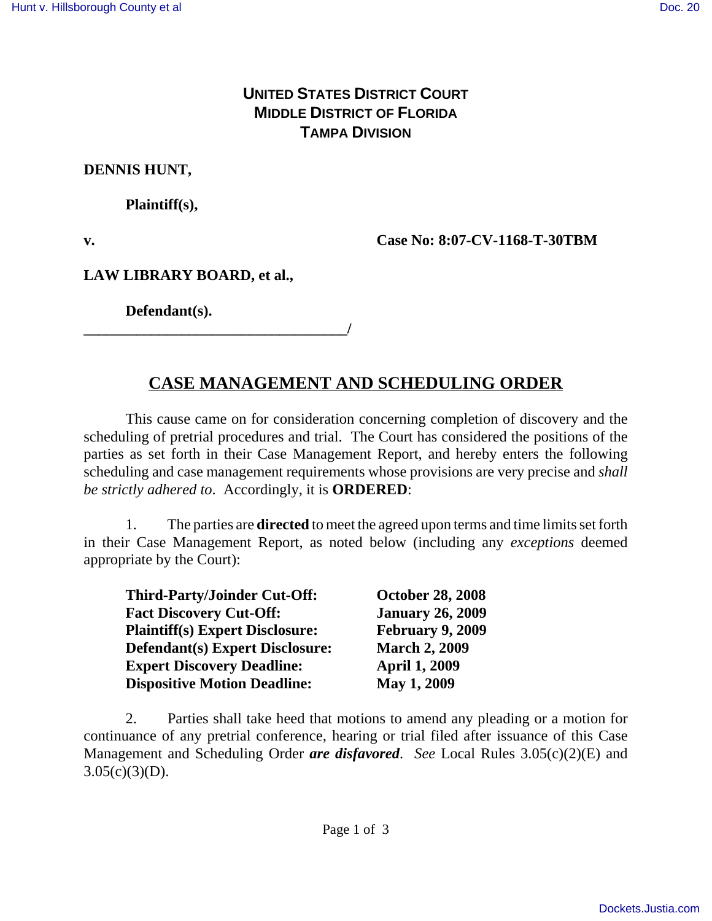**UNITED STATES DISTRICT COURT**
**MIDDLE DISTRICT OF FLORIDA**
**TAMPA DIVISION**

**DENNIS HUNT,**

**Plaintiff(s),**

**v.** **Case No: 8:07-CV-1168-T-30TBM**

**LAW LIBRARY BOARD, et al.,**

**Defendant(s).**
**\_\_\_\_\_\_\_\_\_\_\_\_\_\_\_\_\_\_\_\_\_\_\_\_\_\_\_\_\_\_\_\_\_\_\_\_\_\_/**

## CASE MANAGEMENT AND SCHEDULING ORDER

This cause came on for consideration concerning completion of discovery and the scheduling of pretrial procedures and trial. The Court has considered the positions of the parties as set forth in their Case Management Report, and hereby enters the following scheduling and case management requirements whose provisions are very precise and *shall be strictly adhered to*. Accordingly, it is **ORDERED**:

1. The parties are **directed** to meet the agreed upon terms and time limits set forth in their Case Management Report, as noted below (including any *exceptions* deemed appropriate by the Court):

| | |
|---|---|
| **Third-Party/Joinder Cut-Off:** | **October 28, 2008** |
| **Fact Discovery Cut-Off:** | **January 26, 2009** |
| **Plaintiff(s) Expert Disclosure:** | **February 9, 2009** |
| **Defendant(s) Expert Disclosure:** | **March 2, 2009** |
| **Expert Discovery Deadline:** | **April 1, 2009** |
| **Dispositive Motion Deadline:** | **May 1, 2009** |

2. Parties shall take heed that motions to amend any pleading or a motion for continuance of any pretrial conference, hearing or trial filed after issuance of this Case Management and Scheduling Order ***are disfavored***. *See* Local Rules 3.05(c)(2)(E) and 3.05(c)(3)(D).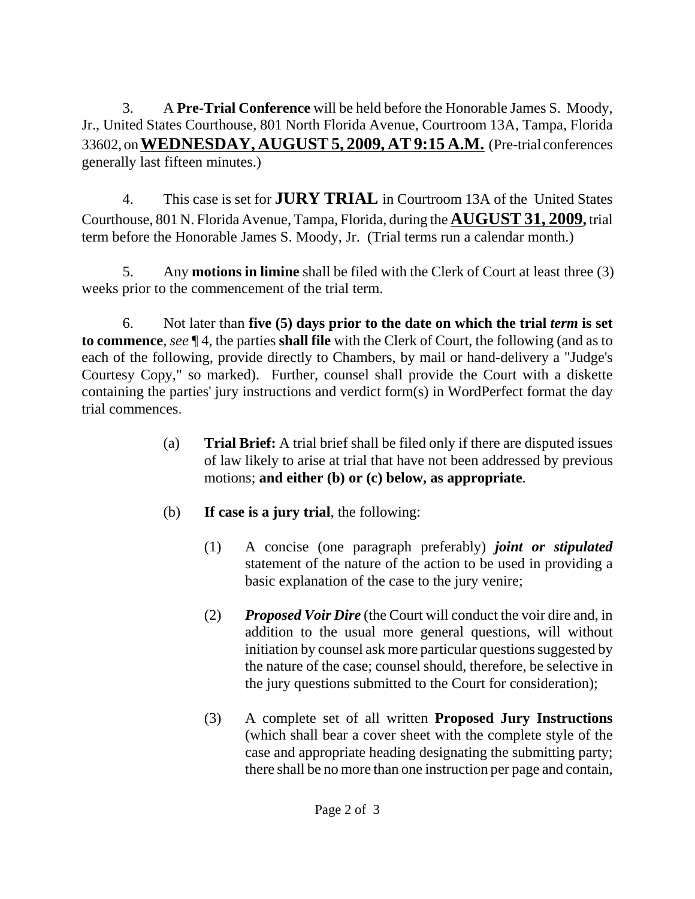3. A **Pre-Trial Conference** will be held before the Honorable James S. Moody, Jr., United States Courthouse, 801 North Florida Avenue, Courtroom 13A, Tampa, Florida 33602, on **<u>WEDNESDAY, AUGUST 5, 2009, AT 9:15 A.M.</u>** (Pre-trial conferences generally last fifteen minutes.)

4. This case is set for **JURY TRIAL** in Courtroom 13A of the United States Courthouse, 801 N. Florida Avenue, Tampa, Florida, during the **<u>AUGUST 31, 2009</u>**, trial term before the Honorable James S. Moody, Jr. (Trial terms run a calendar month.)

5. Any **motions in limine** shall be filed with the Clerk of Court at least three (3) weeks prior to the commencement of the trial term.

6. Not later than **five (5) days prior to the date on which the trial *term* is set to commence**, *see* ¶ 4, the parties **shall file** with the Clerk of Court, the following (and as to each of the following, provide directly to Chambers, by mail or hand-delivery a "Judge's Courtesy Copy," so marked). Further, counsel shall provide the Court with a diskette containing the parties' jury instructions and verdict form(s) in WordPerfect format the day trial commences.

   (a) **Trial Brief:** A trial brief shall be filed only if there are disputed issues of law likely to arise at trial that have not been addressed by previous motions; **and either (b) or (c) below, as appropriate**.

   (b) **If case is a jury trial**, the following:

      (1) A concise (one paragraph preferably) ***joint or stipulated*** statement of the nature of the action to be used in providing a basic explanation of the case to the jury venire;

      (2) ***Proposed Voir Dire*** (the Court will conduct the voir dire and, in addition to the usual more general questions, will without initiation by counsel ask more particular questions suggested by the nature of the case; counsel should, therefore, be selective in the jury questions submitted to the Court for consideration);

      (3) A complete set of all written **Proposed Jury Instructions** (which shall bear a cover sheet with the complete style of the case and appropriate heading designating the submitting party; there shall be no more than one instruction per page and contain,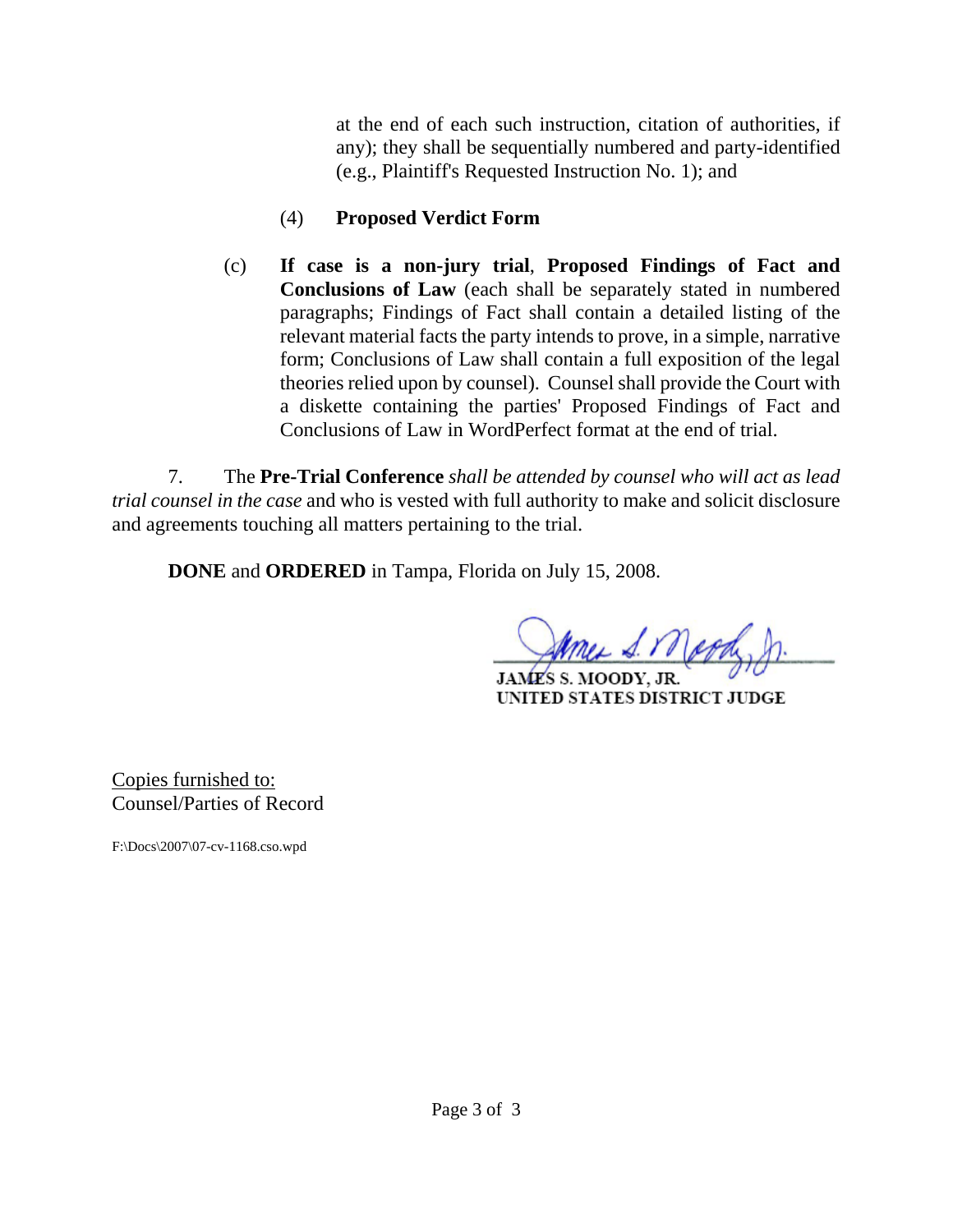at the end of each such instruction, citation of authorities, if any); they shall be sequentially numbered and party-identified (e.g., Plaintiff's Requested Instruction No. 1); and

(4) **Proposed Verdict Form**

(c) **If case is a non-jury trial**, **Proposed Findings of Fact and Conclusions of Law** (each shall be separately stated in numbered paragraphs; Findings of Fact shall contain a detailed listing of the relevant material facts the party intends to prove, in a simple, narrative form; Conclusions of Law shall contain a full exposition of the legal theories relied upon by counsel). Counsel shall provide the Court with a diskette containing the parties' Proposed Findings of Fact and Conclusions of Law in WordPerfect format at the end of trial.

7. The **Pre-Trial Conference** *shall be attended by counsel who will act as lead trial counsel in the case* and who is vested with full authority to make and solicit disclosure and agreements touching all matters pertaining to the trial.

**DONE** and **ORDERED** in Tampa, Florida on July 15, 2008.

James S. Moody, Jr.
JAMES S. MOODY, JR.
UNITED STATES DISTRICT JUDGE

Copies furnished to:
Counsel/Parties of Record

F:\Docs\2007\07-cv-1168.cso.wpd